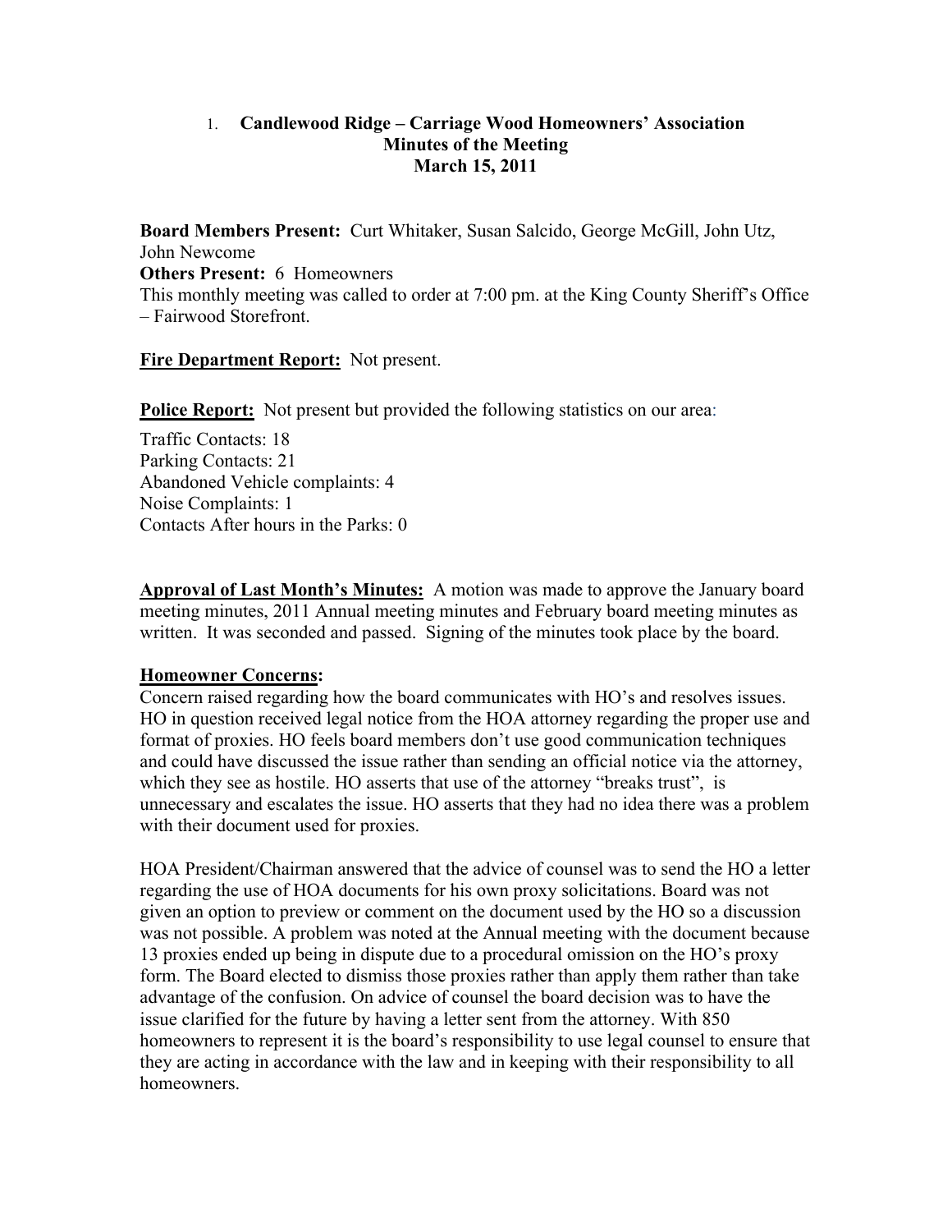# 1. Candlewood Ridge – Carriage Wood Homeowners' Association
## Minutes of the Meeting
## March 15, 2011

**Board Members Present:** Curt Whitaker, Susan Salcido, George McGill, John Utz, John Newcome
**Others Present:** 6 Homeowners
This monthly meeting was called to order at 7:00 pm. at the King County Sheriff's Office – Fairwood Storefront.

**Fire Department Report:** Not present.

**Police Report:** Not present but provided the following statistics on our area:

Traffic Contacts: 18
Parking Contacts: 21
Abandoned Vehicle complaints: 4
Noise Complaints: 1
Contacts After hours in the Parks: 0

**Approval of Last Month's Minutes:** A motion was made to approve the January board meeting minutes, 2011 Annual meeting minutes and February board meeting minutes as written. It was seconded and passed. Signing of the minutes took place by the board.

**Homeowner Concerns:**
Concern raised regarding how the board communicates with HO's and resolves issues. HO in question received legal notice from the HOA attorney regarding the proper use and format of proxies. HO feels board members don't use good communication techniques and could have discussed the issue rather than sending an official notice via the attorney, which they see as hostile. HO asserts that use of the attorney "breaks trust", is unnecessary and escalates the issue. HO asserts that they had no idea there was a problem with their document used for proxies.

HOA President/Chairman answered that the advice of counsel was to send the HO a letter regarding the use of HOA documents for his own proxy solicitations. Board was not given an option to preview or comment on the document used by the HO so a discussion was not possible. A problem was noted at the Annual meeting with the document because 13 proxies ended up being in dispute due to a procedural omission on the HO's proxy form. The Board elected to dismiss those proxies rather than apply them rather than take advantage of the confusion. On advice of counsel the board decision was to have the issue clarified for the future by having a letter sent from the attorney. With 850 homeowners to represent it is the board's responsibility to use legal counsel to ensure that they are acting in accordance with the law and in keeping with their responsibility to all homeowners.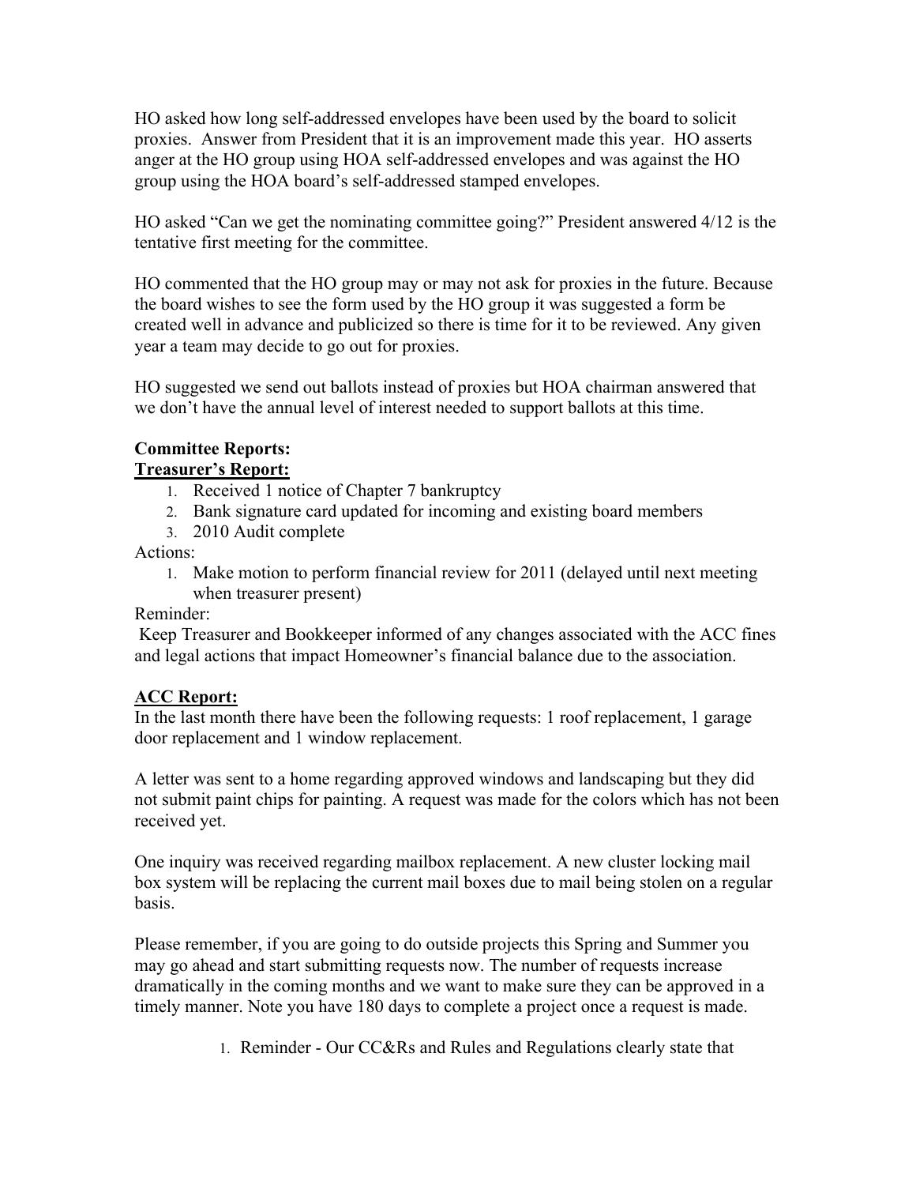HO asked how long self-addressed envelopes have been used by the board to solicit proxies. Answer from President that it is an improvement made this year. HO asserts anger at the HO group using HOA self-addressed envelopes and was against the HO group using the HOA board's self-addressed stamped envelopes.

HO asked "Can we get the nominating committee going?" President answered 4/12 is the tentative first meeting for the committee.

HO commented that the HO group may or may not ask for proxies in the future. Because the board wishes to see the form used by the HO group it was suggested a form be created well in advance and publicized so there is time for it to be reviewed. Any given year a team may decide to go out for proxies.

HO suggested we send out ballots instead of proxies but HOA chairman answered that we don't have the annual level of interest needed to support ballots at this time.

**Committee Reports:**

**<u>Treasurer's Report:</u>**

1. Received 1 notice of Chapter 7 bankruptcy
2. Bank signature card updated for incoming and existing board members
3. 2010 Audit complete

Actions:

1. Make motion to perform financial review for 2011 (delayed until next meeting when treasurer present)

Reminder:

Keep Treasurer and Bookkeeper informed of any changes associated with the ACC fines and legal actions that impact Homeowner's financial balance due to the association.

**<u>ACC Report:</u>**

In the last month there have been the following requests: 1 roof replacement, 1 garage door replacement and 1 window replacement.

A letter was sent to a home regarding approved windows and landscaping but they did not submit paint chips for painting. A request was made for the colors which has not been received yet.

One inquiry was received regarding mailbox replacement. A new cluster locking mail box system will be replacing the current mail boxes due to mail being stolen on a regular basis.

Please remember, if you are going to do outside projects this Spring and Summer you may go ahead and start submitting requests now. The number of requests increase dramatically in the coming months and we want to make sure they can be approved in a timely manner. Note you have 180 days to complete a project once a request is made.

1. Reminder - Our CC&Rs and Rules and Regulations clearly state that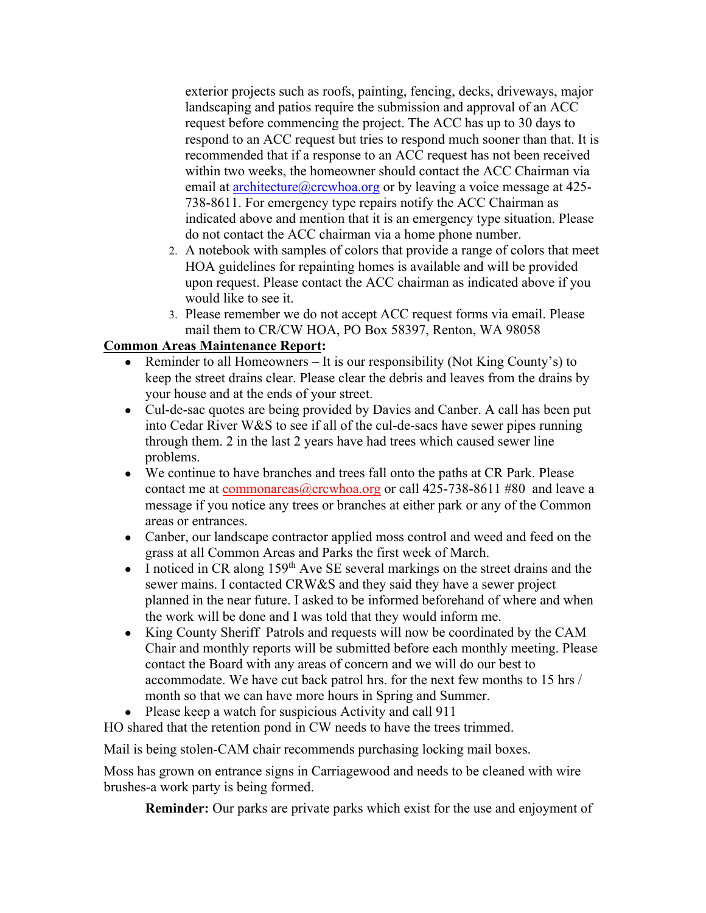exterior projects such as roofs, painting, fencing, decks, driveways, major landscaping and patios require the submission and approval of an ACC request before commencing the project. The ACC has up to 30 days to respond to an ACC request but tries to respond much sooner than that. It is recommended that if a response to an ACC request has not been received within two weeks, the homeowner should contact the ACC Chairman via email at architecture@crcwhoa.org or by leaving a voice message at 425-738-8611. For emergency type repairs notify the ACC Chairman as indicated above and mention that it is an emergency type situation. Please do not contact the ACC chairman via a home phone number.

2. A notebook with samples of colors that provide a range of colors that meet HOA guidelines for repainting homes is available and will be provided upon request. Please contact the ACC chairman as indicated above if you would like to see it.
3. Please remember we do not accept ACC request forms via email. Please mail them to CR/CW HOA, PO Box 58397, Renton, WA 98058

**Common Areas Maintenance Report:**

- Reminder to all Homeowners – It is our responsibility (Not King County's) to keep the street drains clear. Please clear the debris and leaves from the drains by your house and at the ends of your street.
- Cul-de-sac quotes are being provided by Davies and Canber. A call has been put into Cedar River W&S to see if all of the cul-de-sacs have sewer pipes running through them. 2 in the last 2 years have had trees which caused sewer line problems.
- We continue to have branches and trees fall onto the paths at CR Park. Please contact me at commonareas@crcwhoa.org or call 425-738-8611 #80 and leave a message if you notice any trees or branches at either park or any of the Common areas or entrances.
- Canber, our landscape contractor applied moss control and weed and feed on the grass at all Common Areas and Parks the first week of March.
- I noticed in CR along 159th Ave SE several markings on the street drains and the sewer mains. I contacted CRW&S and they said they have a sewer project planned in the near future. I asked to be informed beforehand of where and when the work will be done and I was told that they would inform me.
- King County Sheriff Patrols and requests will now be coordinated by the CAM Chair and monthly reports will be submitted before each monthly meeting. Please contact the Board with any areas of concern and we will do our best to accommodate. We have cut back patrol hrs. for the next few months to 15 hrs / month so that we can have more hours in Spring and Summer.
- Please keep a watch for suspicious Activity and call 911

HO shared that the retention pond in CW needs to have the trees trimmed.

Mail is being stolen-CAM chair recommends purchasing locking mail boxes.

Moss has grown on entrance signs in Carriagewood and needs to be cleaned with wire brushes-a work party is being formed.

**Reminder:** Our parks are private parks which exist for the use and enjoyment of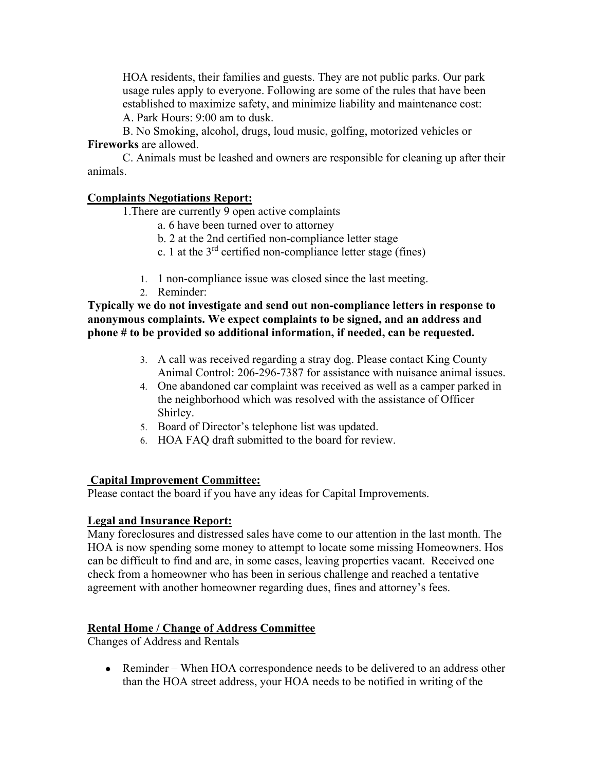HOA residents, their families and guests. They are not public parks. Our park usage rules apply to everyone. Following are some of the rules that have been established to maximize safety, and minimize liability and maintenance cost:

A. Park Hours: 9:00 am to dusk.

B. No Smoking, alcohol, drugs, loud music, golfing, motorized vehicles or **Fireworks** are allowed.

C. Animals must be leashed and owners are responsible for cleaning up after their animals.

**Complaints Negotiations Report:**

1.There are currently 9 open active complaints
   - a. 6 have been turned over to attorney
   - b. 2 at the 2nd certified non-compliance letter stage
   - c. 1 at the 3rd certified non-compliance letter stage (fines)

1. 1 non-compliance issue was closed since the last meeting.
2. Reminder:

**Typically we do not investigate and send out non-compliance letters in response to anonymous complaints. We expect complaints to be signed, and an address and phone # to be provided so additional information, if needed, can be requested.**

3. A call was received regarding a stray dog. Please contact King County Animal Control: 206-296-7387 for assistance with nuisance animal issues.
4. One abandoned car complaint was received as well as a camper parked in the neighborhood which was resolved with the assistance of Officer Shirley.
5. Board of Director's telephone list was updated.
6. HOA FAQ draft submitted to the board for review.

**Capital Improvement Committee:**

Please contact the board if you have any ideas for Capital Improvements.

**Legal and Insurance Report:**

Many foreclosures and distressed sales have come to our attention in the last month. The HOA is now spending some money to attempt to locate some missing Homeowners. Hos can be difficult to find and are, in some cases, leaving properties vacant. Received one check from a homeowner who has been in serious challenge and reached a tentative agreement with another homeowner regarding dues, fines and attorney's fees.

**Rental Home / Change of Address Committee**

Changes of Address and Rentals

- Reminder – When HOA correspondence needs to be delivered to an address other than the HOA street address, your HOA needs to be notified in writing of the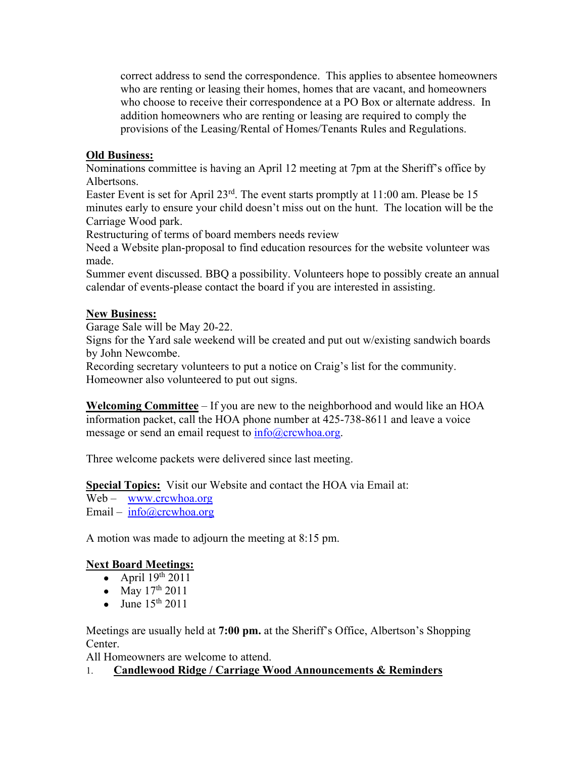correct address to send the correspondence. This applies to absentee homeowners who are renting or leasing their homes, homes that are vacant, and homeowners who choose to receive their correspondence at a PO Box or alternate address. In addition homeowners who are renting or leasing are required to comply the provisions of the Leasing/Rental of Homes/Tenants Rules and Regulations.

**Old Business:**

Nominations committee is having an April 12 meeting at 7pm at the Sheriff's office by Albertsons.

Easter Event is set for April 23rd. The event starts promptly at 11:00 am. Please be 15 minutes early to ensure your child doesn't miss out on the hunt. The location will be the Carriage Wood park.

Restructuring of terms of board members needs review

Need a Website plan-proposal to find education resources for the website volunteer was made.

Summer event discussed. BBQ a possibility. Volunteers hope to possibly create an annual calendar of events-please contact the board if you are interested in assisting.

**New Business:**

Garage Sale will be May 20-22.

Signs for the Yard sale weekend will be created and put out w/existing sandwich boards by John Newcombe.

Recording secretary volunteers to put a notice on Craig's list for the community.

Homeowner also volunteered to put out signs.

**Welcoming Committee** – If you are new to the neighborhood and would like an HOA information packet, call the HOA phone number at 425-738-8611 and leave a voice message or send an email request to info@crcwhoa.org.

Three welcome packets were delivered since last meeting.

**Special Topics:** Visit our Website and contact the HOA via Email at:

Web – www.crcwhoa.org

Email – info@crcwhoa.org

A motion was made to adjourn the meeting at 8:15 pm.

**Next Board Meetings:**

- April 19th 2011
- May 17th 2011
- June 15th 2011

Meetings are usually held at **7:00 pm.** at the Sheriff's Office, Albertson's Shopping Center.

All Homeowners are welcome to attend.

1. **Candlewood Ridge / Carriage Wood Announcements & Reminders**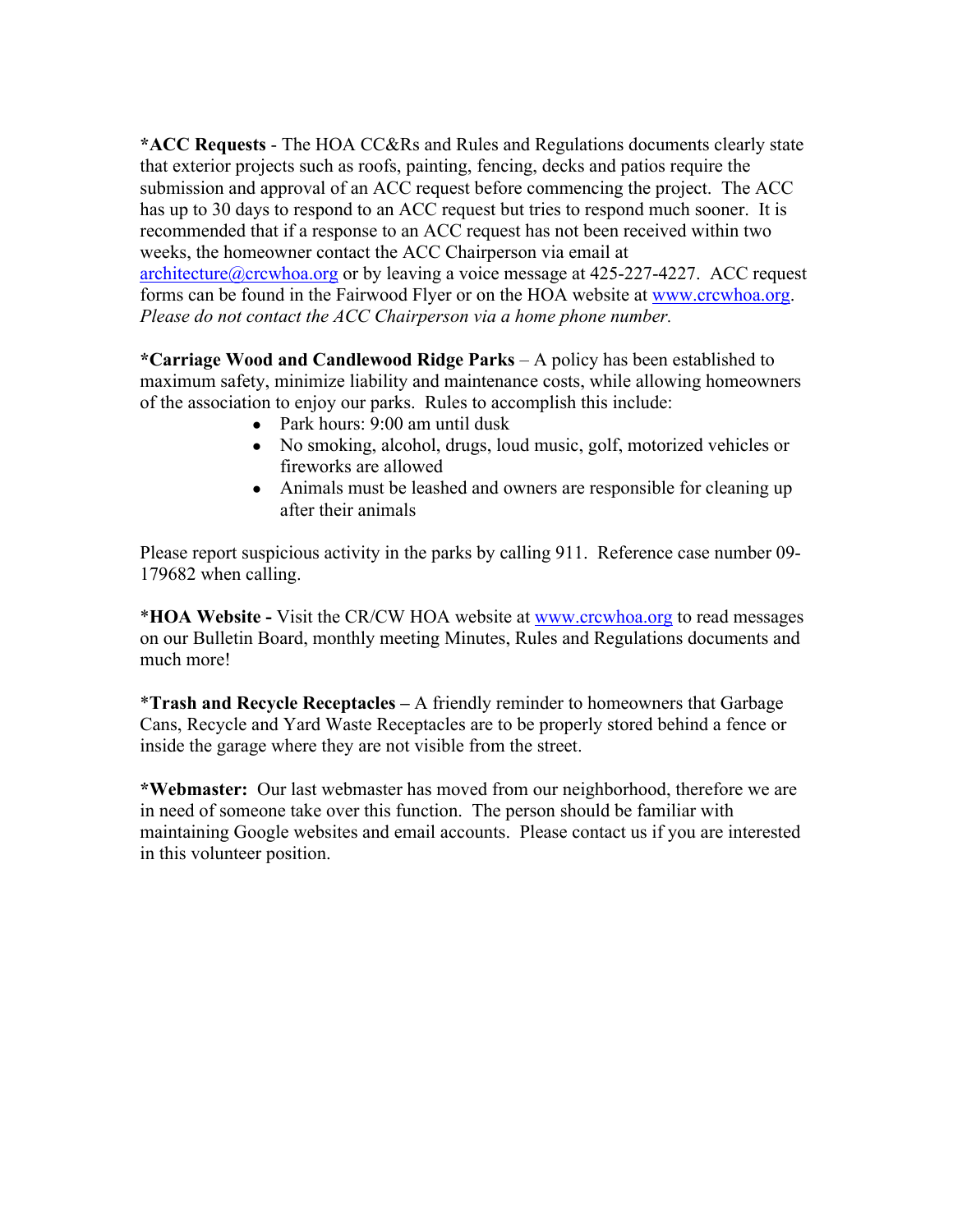***ACC Requests** - The HOA CC&Rs and Rules and Regulations documents clearly state that exterior projects such as roofs, painting, fencing, decks and patios require the submission and approval of an ACC request before commencing the project. The ACC has up to 30 days to respond to an ACC request but tries to respond much sooner. It is recommended that if a response to an ACC request has not been received within two weeks, the homeowner contact the ACC Chairperson via email at architecture@crcwhoa.org or by leaving a voice message at 425-227-4227. ACC request forms can be found in the Fairwood Flyer or on the HOA website at www.crcwhoa.org. *Please do not contact the ACC Chairperson via a home phone number.*

***Carriage Wood and Candlewood Ridge Parks** – A policy has been established to maximum safety, minimize liability and maintenance costs, while allowing homeowners of the association to enjoy our parks. Rules to accomplish this include:

- Park hours: 9:00 am until dusk
- No smoking, alcohol, drugs, loud music, golf, motorized vehicles or fireworks are allowed
- Animals must be leashed and owners are responsible for cleaning up after their animals

Please report suspicious activity in the parks by calling 911. Reference case number 09-179682 when calling.

***HOA Website -** Visit the CR/CW HOA website at www.crcwhoa.org to read messages on our Bulletin Board, monthly meeting Minutes, Rules and Regulations documents and much more!

***Trash and Recycle Receptacles –** A friendly reminder to homeowners that Garbage Cans, Recycle and Yard Waste Receptacles are to be properly stored behind a fence or inside the garage where they are not visible from the street.

***Webmaster:** Our last webmaster has moved from our neighborhood, therefore we are in need of someone take over this function. The person should be familiar with maintaining Google websites and email accounts. Please contact us if you are interested in this volunteer position.